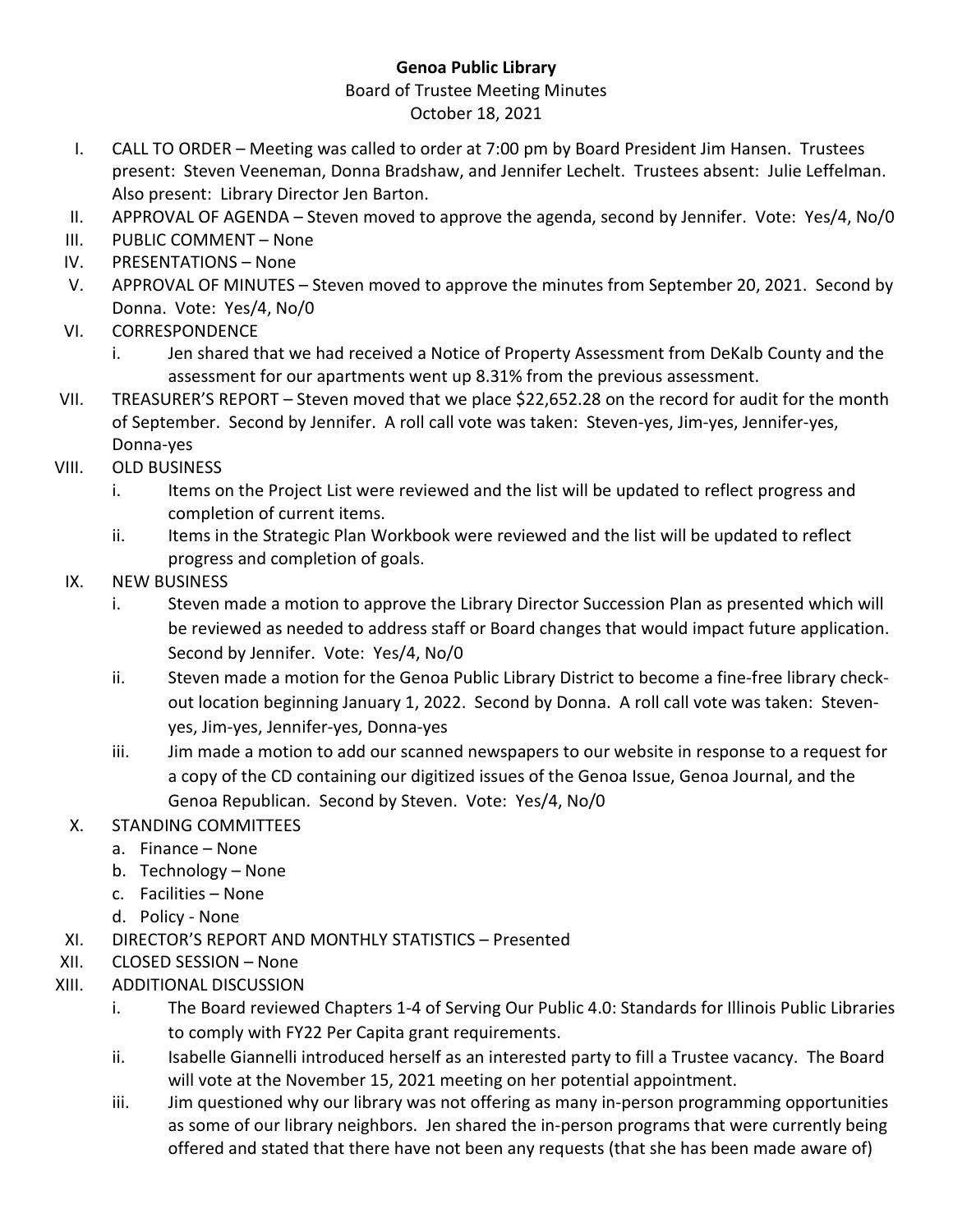**Genoa Public Library**

Board of Trustee Meeting Minutes

October 18, 2021

I. CALL TO ORDER – Meeting was called to order at 7:00 pm by Board President Jim Hansen. Trustees present: Steven Veeneman, Donna Bradshaw, and Jennifer Lechelt. Trustees absent: Julie Leffelman. Also present: Library Director Jen Barton.

II. APPROVAL OF AGENDA – Steven moved to approve the agenda, second by Jennifer. Vote: Yes/4, No/0

III. PUBLIC COMMENT – None

IV. PRESENTATIONS – None

V. APPROVAL OF MINUTES – Steven moved to approve the minutes from September 20, 2021. Second by Donna. Vote: Yes/4, No/0

VI. CORRESPONDENCE
   i. Jen shared that we had received a Notice of Property Assessment from DeKalb County and the assessment for our apartments went up 8.31% from the previous assessment.

VII. TREASURER'S REPORT – Steven moved that we place $22,652.28 on the record for audit for the month of September. Second by Jennifer. A roll call vote was taken: Steven-yes, Jim-yes, Jennifer-yes, Donna-yes

VIII. OLD BUSINESS
   i. Items on the Project List were reviewed and the list will be updated to reflect progress and completion of current items.
   ii. Items in the Strategic Plan Workbook were reviewed and the list will be updated to reflect progress and completion of goals.

IX. NEW BUSINESS
   i. Steven made a motion to approve the Library Director Succession Plan as presented which will be reviewed as needed to address staff or Board changes that would impact future application. Second by Jennifer. Vote: Yes/4, No/0
   ii. Steven made a motion for the Genoa Public Library District to become a fine-free library check-out location beginning January 1, 2022. Second by Donna. A roll call vote was taken: Steven-yes, Jim-yes, Jennifer-yes, Donna-yes
   iii. Jim made a motion to add our scanned newspapers to our website in response to a request for a copy of the CD containing our digitized issues of the Genoa Issue, Genoa Journal, and the Genoa Republican. Second by Steven. Vote: Yes/4, No/0

X. STANDING COMMITTEES
   a. Finance – None
   b. Technology – None
   c. Facilities – None
   d. Policy - None

XI. DIRECTOR'S REPORT AND MONTHLY STATISTICS – Presented

XII. CLOSED SESSION – None

XIII. ADDITIONAL DISCUSSION
   i. The Board reviewed Chapters 1-4 of Serving Our Public 4.0: Standards for Illinois Public Libraries to comply with FY22 Per Capita grant requirements.
   ii. Isabelle Giannelli introduced herself as an interested party to fill a Trustee vacancy. The Board will vote at the November 15, 2021 meeting on her potential appointment.
   iii. Jim questioned why our library was not offering as many in-person programming opportunities as some of our library neighbors. Jen shared the in-person programs that were currently being offered and stated that there have not been any requests (that she has been made aware of)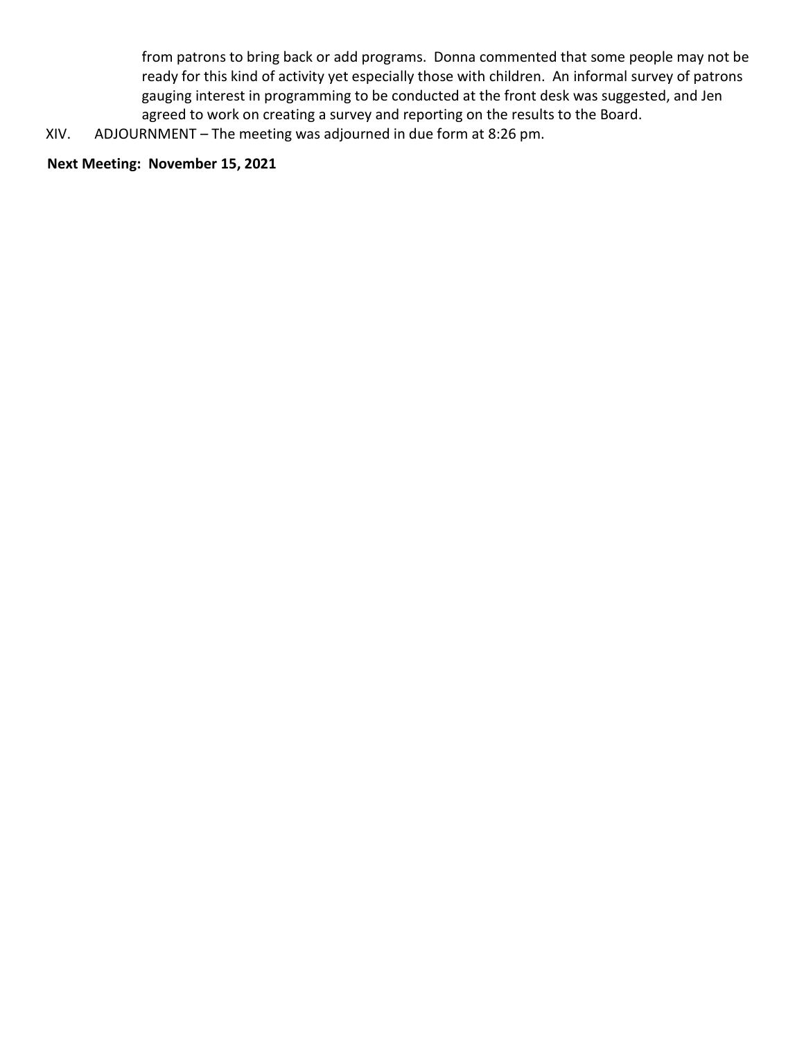from patrons to bring back or add programs. Donna commented that some people may not be ready for this kind of activity yet especially those with children. An informal survey of patrons gauging interest in programming to be conducted at the front desk was suggested, and Jen agreed to work on creating a survey and reporting on the results to the Board.

XIV. ADJOURNMENT – The meeting was adjourned in due form at 8:26 pm.

**Next Meeting: November 15, 2021**